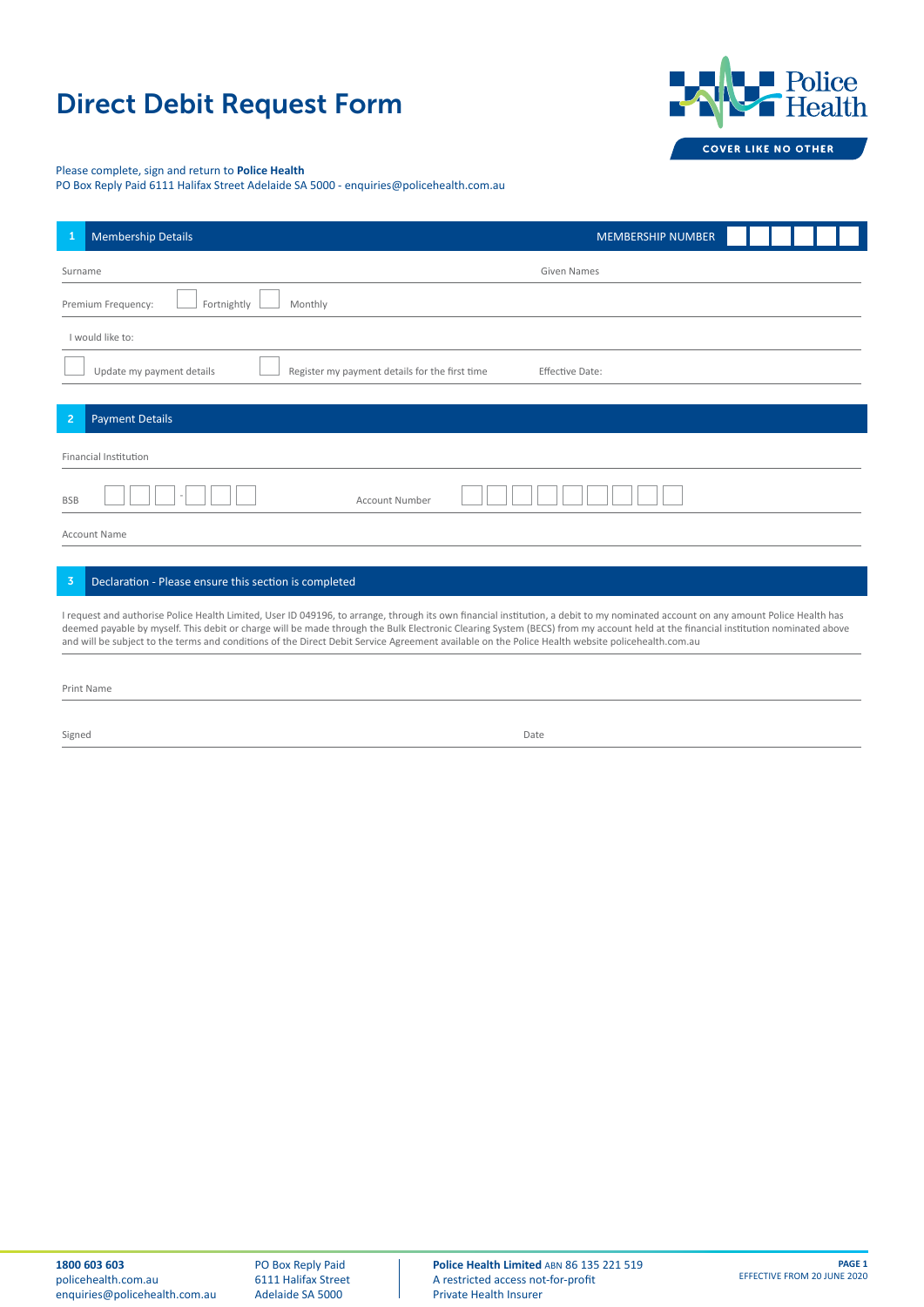# Direct Debit Request Form

Police Health

COVER LIKE NO OTHER

Please complete, sign and return to **Police Health**
PO Box Reply Paid 6111 Halifax Street Adelaide SA 5000 - enquiries@policehealth.com.au

## 1 Membership Details

MEMBERSHIP NUMBER ☐☐☐☐☐☐

Surname　　　　　　　　　　　　　　　　　　Given Names

Premium Frequency: ☐ Fortnightly ☐ Monthly

I would like to:

☐ Update my payment details　　☐ Register my payment details for the first time　　Effective Date:

## 2 Payment Details

Financial Institution

BSB ☐☐☐ - ☐☐☐　　　　Account Number ☐☐☐☐☐☐☐☐☐

Account Name

## 3 Declaration - Please ensure this section is completed

I request and authorise Police Health Limited, User ID 049196, to arrange, through its own financial institution, a debit to my nominated account on any amount Police Health has deemed payable by myself. This debit or charge will be made through the Bulk Electronic Clearing System (BECS) from my account held at the financial institution nominated above and will be subject to the terms and conditions of the Direct Debit Service Agreement available on the Police Health website policehealth.com.au

Print Name

Signed　　　　　　　　　　　　　　　　　　Date

**1800 603 603**
policehealth.com.au
enquiries@policehealth.com.au

PO Box Reply Paid
6111 Halifax Street
Adelaide SA 5000

**Police Health Limited** ABN 86 135 221 519
A restricted access not-for-profit
Private Health Insurer

EFFECTIVE FROM 20 JUNE 2020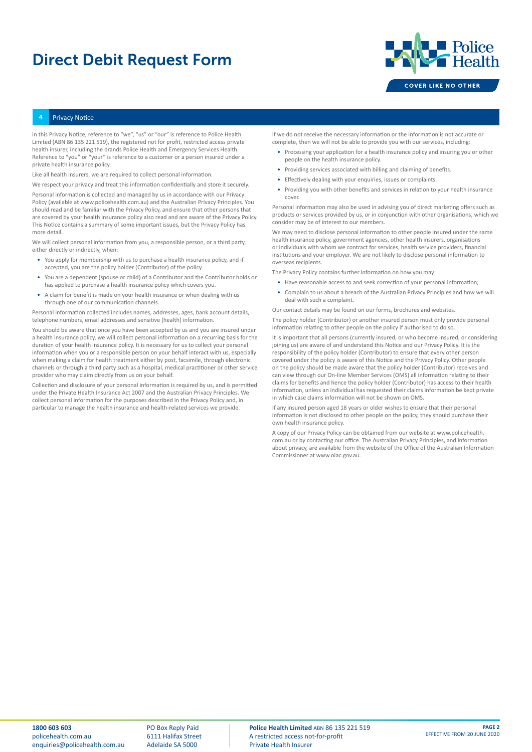# Direct Debit Request Form

## 4 Privacy Notice

In this Privacy Notice, reference to "we", "us" or "our" is reference to Police Health Limited (ABN 86 135 221 519), the registered not for profit, restricted access private health insurer, including the brands Police Health and Emergency Services Health. Reference to "you" or "your" is reference to a customer or a person insured under a private health insurance policy.

Like all health insurers, we are required to collect personal information.

We respect your privacy and treat this information confidentially and store it securely.

Personal information is collected and managed by us in accordance with our Privacy Policy (available at www.policehealth.com.au) and the Australian Privacy Principles. You should read and be familiar with the Privacy Policy, and ensure that other persons that are covered by your health insurance policy also read and are aware of the Privacy Policy. This Notice contains a summary of some important issues, but the Privacy Policy has more detail.

We will collect personal information from you, a responsible person, or a third party, either directly or indirectly, when:

- You apply for membership with us to purchase a health insurance policy, and if accepted, you are the policy holder (Contributor) of the policy.
- You are a dependent (spouse or child) of a Contributor and the Contributor holds or has applied to purchase a health insurance policy which covers you.
- A claim for benefit is made on your health insurance or when dealing with us through one of our communication channels.

Personal information collected includes names, addresses, ages, bank account details, telephone numbers, email addresses and sensitive (health) information.

You should be aware that once you have been accepted by us and you are insured under a health insurance policy, we will collect personal information on a recurring basis for the duration of your health insurance policy. It is necessary for us to collect your personal information when you or a responsible person on your behalf interact with us, especially when making a claim for health treatment either by post, facsimile, through electronic channels or through a third party such as a hospital, medical practitioner or other service provider who may claim directly from us on your behalf.

Collection and disclosure of your personal information is required by us, and is permitted under the Private Health Insurance Act 2007 and the Australian Privacy Principles. We collect personal information for the purposes described in the Privacy Policy and, in particular to manage the health insurance and health-related services we provide.

If we do not receive the necessary information or the information is not accurate or complete, then we will not be able to provide you with our services, including:

- Processing your application for a health insurance policy and insuring you or other people on the health insurance policy.
- Providing services associated with billing and claiming of benefits.
- Effectively dealing with your enquiries, issues or complaints.
- Providing you with other benefits and services in relation to your health insurance cover.

Personal information may also be used in advising you of direct marketing offers such as products or services provided by us, or in conjunction with other organisations, which we consider may be of interest to our members.

We may need to disclose personal information to other people insured under the same health insurance policy, government agencies, other health insurers, organisations or individuals with whom we contract for services, health service providers, financial institutions and your employer. We are not likely to disclose personal information to overseas recipients.

The Privacy Policy contains further information on how you may:

- Have reasonable access to and seek correction of your personal information;
- Complain to us about a breach of the Australian Privacy Principles and how we will deal with such a complaint.

Our contact details may be found on our forms, brochures and websites.

The policy holder (Contributor) or another insured person must only provide personal information relating to other people on the policy if authorised to do so.

It is important that all persons (currently insured, or who become insured, or considering joining us) are aware of and understand this Notice and our Privacy Policy. It is the responsibility of the policy holder (Contributor) to ensure that every other person covered under the policy is aware of this Notice and the Privacy Policy. Other people on the policy should be made aware that the policy holder (Contributor) receives and can view through our On-line Member Services (OMS) all information relating to their claims for benefits and hence the policy holder (Contributor) has access to their health information, unless an individual has requested their claims information be kept private in which case claims information will not be shown on OMS.

If any insured person aged 18 years or older wishes to ensure that their personal information is not disclosed to other people on the policy, they should purchase their own health insurance policy.

A copy of our Privacy Policy can be obtained from our website at www.policehealth.com.au or by contacting our office. The Australian Privacy Principles, and information about privacy, are available from the website of the Office of the Australian Information Commissioner at www.oiac.gov.au.